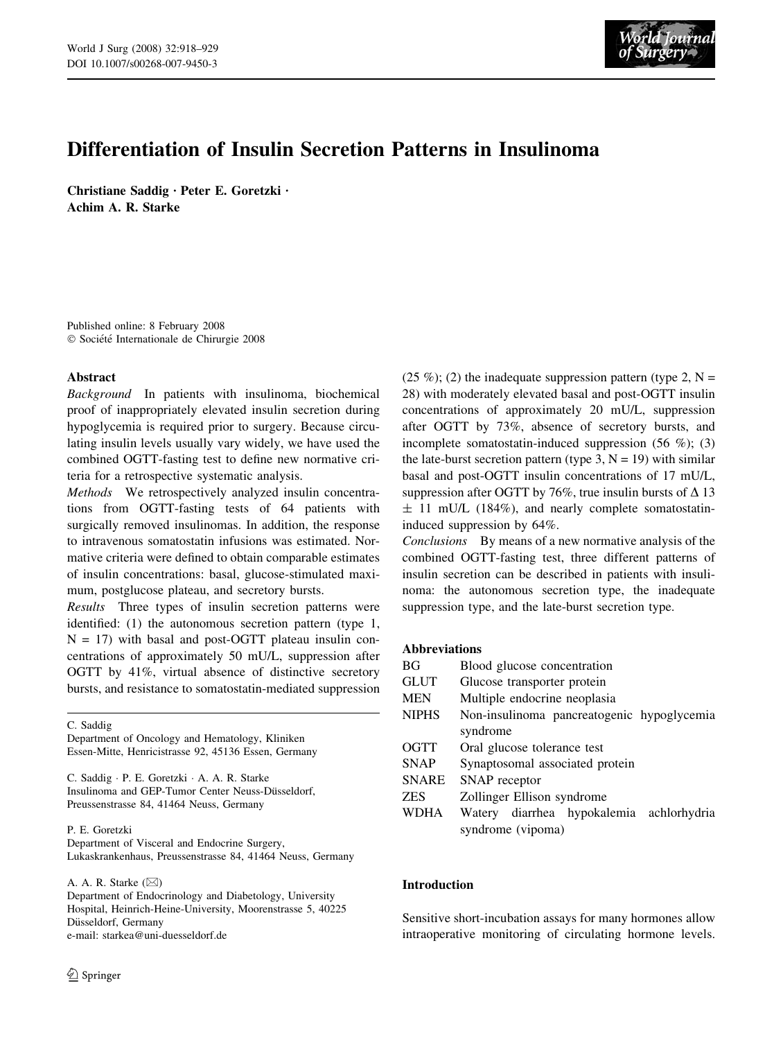# Differentiation of Insulin Secretion Patterns in Insulinoma

**Christiane Saddig · Peter E. Goretzki · Achim A. R. Starke**

Published online: 8 February 2008
© Société Internationale de Chirurgie 2008

## Abstract

*Background* In patients with insulinoma, biochemical proof of inappropriately elevated insulin secretion during hypoglycemia is required prior to surgery. Because circulating insulin levels usually vary widely, we have used the combined OGTT-fasting test to define new normative criteria for a retrospective systematic analysis.

*Methods* We retrospectively analyzed insulin concentrations from OGTT-fasting tests of 64 patients with surgically removed insulinomas. In addition, the response to intravenous somatostatin infusions was estimated. Normative criteria were defined to obtain comparable estimates of insulin concentrations: basal, glucose-stimulated maximum, postglucose plateau, and secretory bursts.

*Results* Three types of insulin secretion patterns were identified: (1) the autonomous secretion pattern (type 1, N = 17) with basal and post-OGTT plateau insulin concentrations of approximately 50 mU/L, suppression after OGTT by 41%, virtual absence of distinctive secretory bursts, and resistance to somatostatin-mediated suppression (25 %); (2) the inadequate suppression pattern (type 2, N = 28) with moderately elevated basal and post-OGTT insulin concentrations of approximately 20 mU/L, suppression after OGTT by 73%, absence of secretory bursts, and incomplete somatostatin-induced suppression (56 %); (3) the late-burst secretion pattern (type 3, N = 19) with similar basal and post-OGTT insulin concentrations of 17 mU/L, suppression after OGTT by 76%, true insulin bursts of $\Delta$ 13 $\pm$ 11 mU/L (184%), and nearly complete somatostatin-induced suppression by 64%.

*Conclusions* By means of a new normative analysis of the combined OGTT-fasting test, three different patterns of insulin secretion can be described in patients with insulinoma: the autonomous secretion type, the inadequate suppression type, and the late-burst secretion type.

### Abbreviations

| | |
|---|---|
| BG | Blood glucose concentration |
| GLUT | Glucose transporter protein |
| MEN | Multiple endocrine neoplasia |
| NIPHS | Non-insulinoma pancreatogenic hypoglycemia syndrome |
| OGTT | Oral glucose tolerance test |
| SNAP | Synaptosomal associated protein |
| SNARE | SNAP receptor |
| ZES | Zollinger Ellison syndrome |
| WDHA | Watery diarrhea hypokalemia achlorhydria syndrome (vipoma) |

C. Saddig
Department of Oncology and Hematology, Kliniken Essen-Mitte, Henricistrasse 92, 45136 Essen, Germany

C. Saddig · P. E. Goretzki · A. A. R. Starke
Insulinoma and GEP-Tumor Center Neuss-Düsseldorf, Preussenstrasse 84, 41464 Neuss, Germany

P. E. Goretzki
Department of Visceral and Endocrine Surgery, Lukaskrankenhaus, Preussenstrasse 84, 41464 Neuss, Germany

A. A. R. Starke (✉)
Department of Endocrinology and Diabetology, University Hospital, Heinrich-Heine-University, Moorenstrasse 5, 40225 Düsseldorf, Germany
e-mail: starkea@uni-duesseldorf.de

## Introduction

Sensitive short-incubation assays for many hormones allow intraoperative monitoring of circulating hormone levels.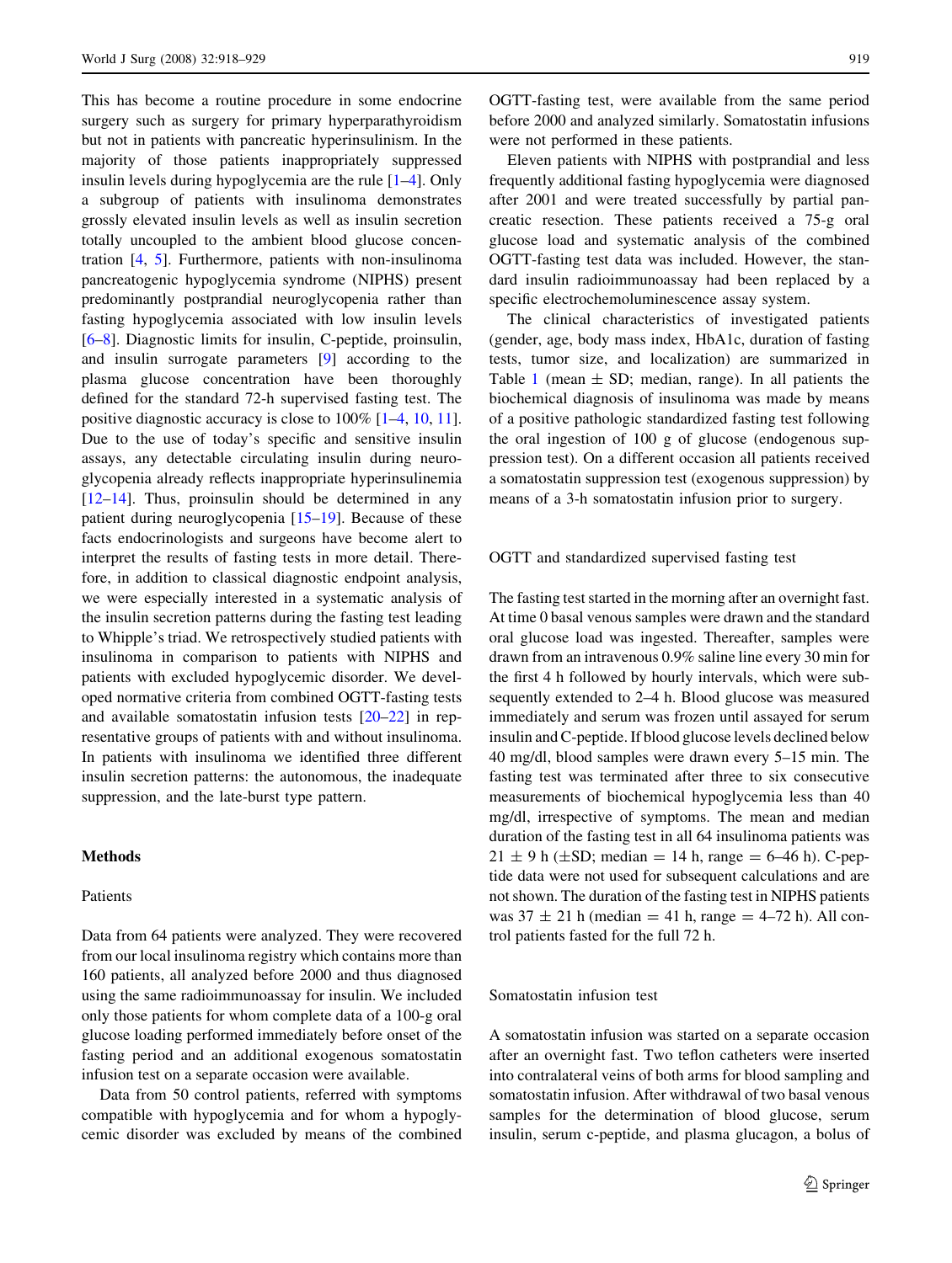This has become a routine procedure in some endocrine surgery such as surgery for primary hyperparathyroidism but not in patients with pancreatic hyperinsulinism. In the majority of those patients inappropriately suppressed insulin levels during hypoglycemia are the rule [1–4]. Only a subgroup of patients with insulinoma demonstrates grossly elevated insulin levels as well as insulin secretion totally uncoupled to the ambient blood glucose concentration [4, 5]. Furthermore, patients with non-insulinoma pancreatogenic hypoglycemia syndrome (NIPHS) present predominantly postprandial neuroglycopenia rather than fasting hypoglycemia associated with low insulin levels [6–8]. Diagnostic limits for insulin, C-peptide, proinsulin, and insulin surrogate parameters [9] according to the plasma glucose concentration have been thoroughly defined for the standard 72-h supervised fasting test. The positive diagnostic accuracy is close to 100% [1–4, 10, 11]. Due to the use of today's specific and sensitive insulin assays, any detectable circulating insulin during neuroglycopenia already reflects inappropriate hyperinsulinemia [12–14]. Thus, proinsulin should be determined in any patient during neuroglycopenia [15–19]. Because of these facts endocrinologists and surgeons have become alert to interpret the results of fasting tests in more detail. Therefore, in addition to classical diagnostic endpoint analysis, we were especially interested in a systematic analysis of the insulin secretion patterns during the fasting test leading to Whipple's triad. We retrospectively studied patients with insulinoma in comparison to patients with NIPHS and patients with excluded hypoglycemic disorder. We developed normative criteria from combined OGTT-fasting tests and available somatostatin infusion tests [20–22] in representative groups of patients with and without insulinoma. In patients with insulinoma we identified three different insulin secretion patterns: the autonomous, the inadequate suppression, and the late-burst type pattern.

## Methods

### Patients

Data from 64 patients were analyzed. They were recovered from our local insulinoma registry which contains more than 160 patients, all analyzed before 2000 and thus diagnosed using the same radioimmunoassay for insulin. We included only those patients for whom complete data of a 100-g oral glucose loading performed immediately before onset of the fasting period and an additional exogenous somatostatin infusion test on a separate occasion were available.

Data from 50 control patients, referred with symptoms compatible with hypoglycemia and for whom a hypoglycemic disorder was excluded by means of the combined OGTT-fasting test, were available from the same period before 2000 and analyzed similarly. Somatostatin infusions were not performed in these patients.

Eleven patients with NIPHS with postprandial and less frequently additional fasting hypoglycemia were diagnosed after 2001 and were treated successfully by partial pancreatic resection. These patients received a 75-g oral glucose load and systematic analysis of the combined OGTT-fasting test data was included. However, the standard insulin radioimmunoassay had been replaced by a specific electrochemoluminescence assay system.

The clinical characteristics of investigated patients (gender, age, body mass index, HbA1c, duration of fasting tests, tumor size, and localization) are summarized in Table 1 (mean ± SD; median, range). In all patients the biochemical diagnosis of insulinoma was made by means of a positive pathologic standardized fasting test following the oral ingestion of 100 g of glucose (endogenous suppression test). On a different occasion all patients received a somatostatin suppression test (exogenous suppression) by means of a 3-h somatostatin infusion prior to surgery.

### OGTT and standardized supervised fasting test

The fasting test started in the morning after an overnight fast. At time 0 basal venous samples were drawn and the standard oral glucose load was ingested. Thereafter, samples were drawn from an intravenous 0.9% saline line every 30 min for the first 4 h followed by hourly intervals, which were subsequently extended to 2–4 h. Blood glucose was measured immediately and serum was frozen until assayed for serum insulin and C-peptide. If blood glucose levels declined below 40 mg/dl, blood samples were drawn every 5–15 min. The fasting test was terminated after three to six consecutive measurements of biochemical hypoglycemia less than 40 mg/dl, irrespective of symptoms. The mean and median duration of the fasting test in all 64 insulinoma patients was 21 ± 9 h (±SD; median = 14 h, range = 6–46 h). C-peptide data were not used for subsequent calculations and are not shown. The duration of the fasting test in NIPHS patients was 37 ± 21 h (median = 41 h, range = 4–72 h). All control patients fasted for the full 72 h.

### Somatostatin infusion test

A somatostatin infusion was started on a separate occasion after an overnight fast. Two teflon catheters were inserted into contralateral veins of both arms for blood sampling and somatostatin infusion. After withdrawal of two basal venous samples for the determination of blood glucose, serum insulin, serum c-peptide, and plasma glucagon, a bolus of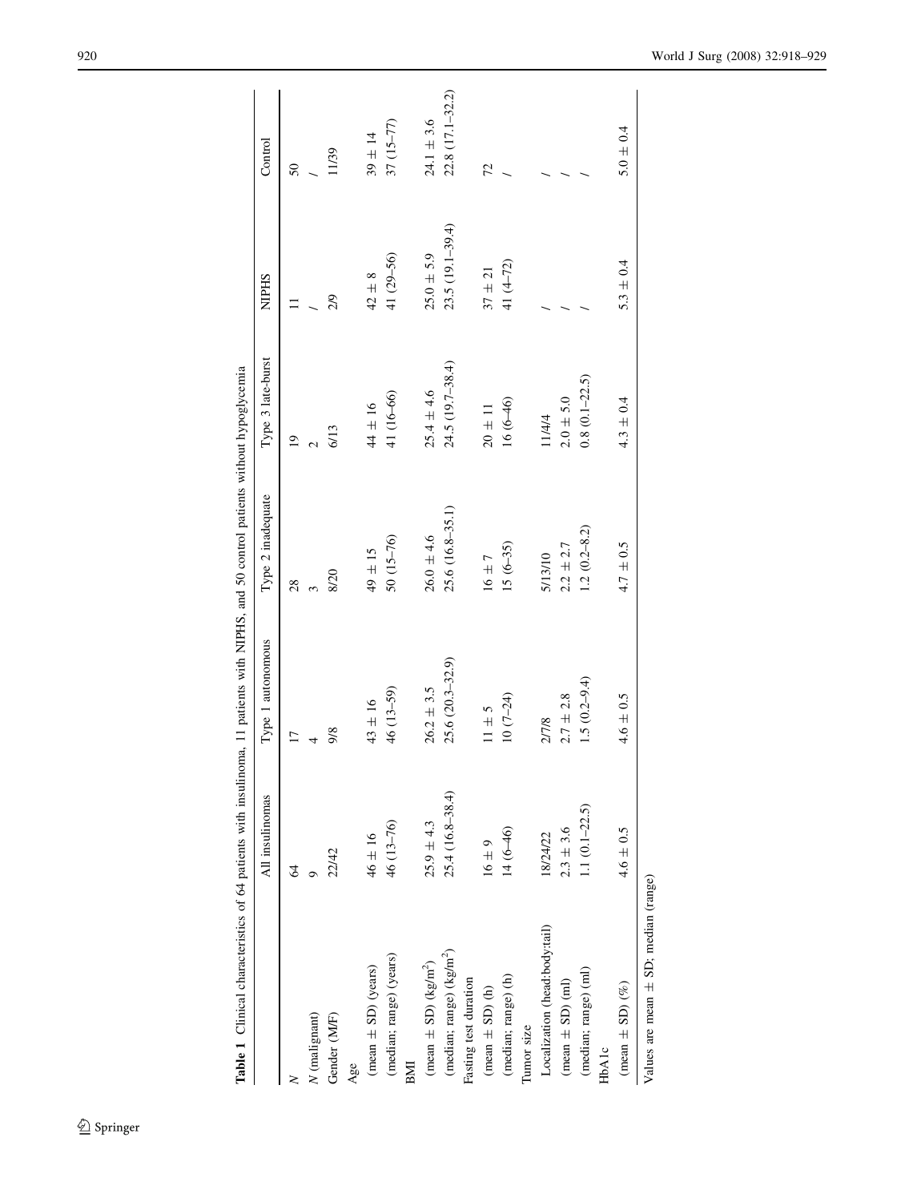**Table 1** Clinical characteristics of 64 patients with insulinoma, 11 patients with NIPHS, and 50 control patients without hypoglycemia

| | All insulinomas | Type 1 autonomous | Type 2 inadequate | Type 3 late-burst | NIPHS | Control |
|---|---|---|---|---|---|---|
| $N$ | 64 | 17 | 28 | 19 | 11 | 50 |
| $N$ (malignant) | 9 | 4 | 3 | 2 | / | / |
| Gender (M/F) | 22/42 | 9/8 | 8/20 | 6/13 | 2/9 | 11/39 |
| Age | | | | | | |
| (mean ± SD) (years) | 46 ± 16 | 43 ± 16 | 49 ± 15 | 44 ± 16 | 42 ± 8 | 39 ± 14 |
| (median; range) (years) | 46 (13–76) | 46 (13–59) | 50 (15–76) | 41 (16–66) | 41 (29–56) | 37 (15–77) |
| BMI | | | | | | |
| (mean ± SD) (kg/m$^2$) | 25.9 ± 4.3 | 26.2 ± 3.5 | 26.0 ± 4.6 | 25.4 ± 4.6 | 25.0 ± 5.9 | 24.1 ± 3.6 |
| (median; range) (kg/m$^2$) | 25.4 (16.8–38.4) | 25.6 (20.3–32.9) | 25.6 (16.8–35.1) | 24.5 (19.7–38.4) | 23.5 (19.1–39.4) | 22.8 (17.1–32.2) |
| Fasting test duration | | | | | | |
| (mean ± SD) (h) | 16 ± 9 | 11 ± 5 | 16 ± 7 | 20 ± 11 | 37 ± 21 | 72 |
| (median; range) (h) | 14 (6–46) | 10 (7–24) | 15 (6–35) | 16 (6–46) | 41 (4–72) | / |
| Tumor size | | | | | | |
| Localization (head:body:tail) | 18/24/22 | 2/7/8 | 5/13/10 | 11/4/4 | / | / |
| (mean ± SD) (ml) | 2.3 ± 3.6 | 2.7 ± 2.8 | 2.2 ± 2.7 | 2.0 ± 5.0 | / | / |
| (median; range) (ml) | 1.1 (0.1–22.5) | 1.5 (0.2–9.4) | 1.2 (0.2–8.2) | 0.8 (0.1–22.5) | / | / |
| HbA1c | | | | | | |
| (mean ± SD) (%) | 4.6 ± 0.5 | 4.6 ± 0.5 | 4.7 ± 0.5 | 4.3 ± 0.4 | 5.3 ± 0.4 | 5.0 ± 0.4 |

Values are mean ± SD; median (range)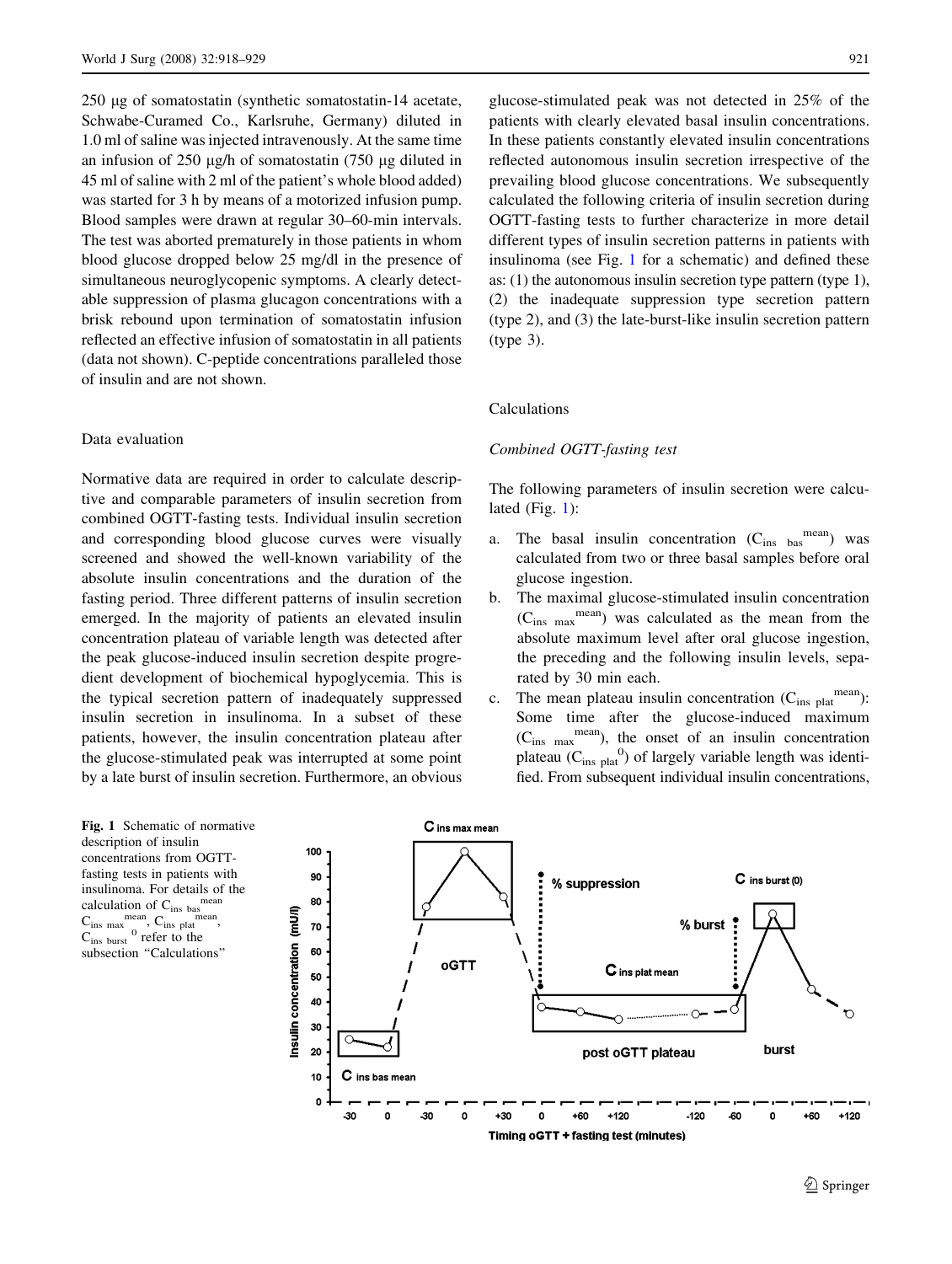250 µg of somatostatin (synthetic somatostatin-14 acetate, Schwabe-Curamed Co., Karlsruhe, Germany) diluted in 1.0 ml of saline was injected intravenously. At the same time an infusion of 250 µg/h of somatostatin (750 µg diluted in 45 ml of saline with 2 ml of the patient's whole blood added) was started for 3 h by means of a motorized infusion pump. Blood samples were drawn at regular 30–60-min intervals. The test was aborted prematurely in those patients in whom blood glucose dropped below 25 mg/dl in the presence of simultaneous neuroglycopenic symptoms. A clearly detectable suppression of plasma glucagon concentrations with a brisk rebound upon termination of somatostatin infusion reflected an effective infusion of somatostatin in all patients (data not shown). C-peptide concentrations paralleled those of insulin and are not shown.

### Data evaluation

Normative data are required in order to calculate descriptive and comparable parameters of insulin secretion from combined OGTT-fasting tests. Individual insulin secretion and corresponding blood glucose curves were visually screened and showed the well-known variability of the absolute insulin concentrations and the duration of the fasting period. Three different patterns of insulin secretion emerged. In the majority of patients an elevated insulin concentration plateau of variable length was detected after the peak glucose-induced insulin secretion despite progredient development of biochemical hypoglycemia. This is the typical secretion pattern of inadequately suppressed insulin secretion in insulinoma. In a subset of these patients, however, the insulin concentration plateau after the glucose-stimulated peak was interrupted at some point by a late burst of insulin secretion. Furthermore, an obvious glucose-stimulated peak was not detected in 25% of the patients with clearly elevated basal insulin concentrations. In these patients constantly elevated insulin concentrations reflected autonomous insulin secretion irrespective of the prevailing blood glucose concentrations. We subsequently calculated the following criteria of insulin secretion during OGTT-fasting tests to further characterize in more detail different types of insulin secretion patterns in patients with insulinoma (see Fig. 1 for a schematic) and defined these as: (1) the autonomous insulin secretion type pattern (type 1), (2) the inadequate suppression type secretion pattern (type 2), and (3) the late-burst-like insulin secretion pattern (type 3).

### Calculations

#### *Combined OGTT-fasting test*

The following parameters of insulin secretion were calculated (Fig. 1):

a. The basal insulin concentration ($C_{ins\ bas}^{mean}$) was calculated from two or three basal samples before oral glucose ingestion.
b. The maximal glucose-stimulated insulin concentration ($C_{ins\ max}^{mean}$) was calculated as the mean from the absolute maximum level after oral glucose ingestion, the preceding and the following insulin levels, separated by 30 min each.
c. The mean plateau insulin concentration ($C_{ins\ plat}^{mean}$): Some time after the glucose-induced maximum ($C_{ins\ max}^{mean}$), the onset of an insulin concentration plateau ($C_{ins\ plat}^{0}$) of largely variable length was identified. From subsequent individual insulin concentrations,

**Fig. 1** Schematic of normative description of insulin concentrations from OGTT-fasting tests in patients with insulinoma. For details of the calculation of $C_{ins\ bas}^{mean}$ $C_{ins\ max}^{mean}$, $C_{ins\ plat}^{mean}$, $C_{ins\ burst}^{0}$ refer to the subsection "Calculations"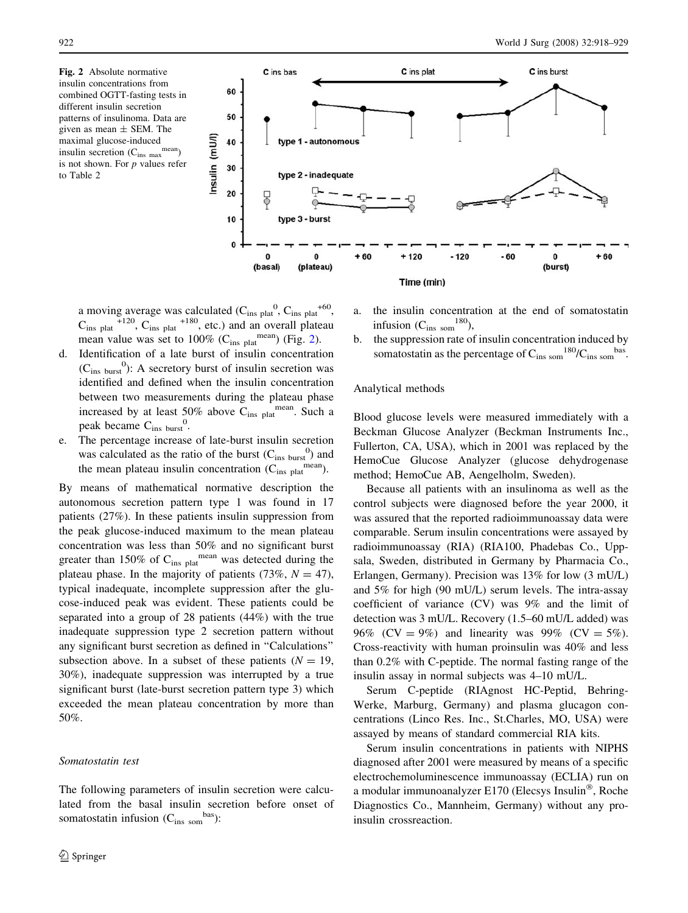Fig. 2 Absolute normative insulin concentrations from combined OGTT-fasting tests in different insulin secretion patterns of insulinoma. Data are given as mean ± SEM. The maximal glucose-induced insulin secretion ($C_{ins\ max}^{mean}$) is not shown. For *p* values refer to Table 2

a moving average was calculated ($C_{ins\ plat}^{0}$, $C_{ins\ plat}^{+60}$, $C_{ins\ plat}^{+120}$, $C_{ins\ plat}^{+180}$, etc.) and an overall plateau mean value was set to 100% ($C_{ins\ plat}^{mean}$) (Fig. 2).

d. Identification of a late burst of insulin concentration ($C_{ins\ burst}^{0}$): A secretory burst of insulin secretion was identified and defined when the insulin concentration between two measurements during the plateau phase increased by at least 50% above $C_{ins\ plat}^{mean}$. Such a peak became $C_{ins\ burst}^{0}$.
e. The percentage increase of late-burst insulin secretion was calculated as the ratio of the burst ($C_{ins\ burst}^{0}$) and the mean plateau insulin concentration ($C_{ins\ plat}^{mean}$).

By means of mathematical normative description the autonomous secretion pattern type 1 was found in 17 patients (27%). In these patients insulin suppression from the peak glucose-induced maximum to the mean plateau concentration was less than 50% and no significant burst greater than 150% of $C_{ins\ plat}^{mean}$ was detected during the plateau phase. In the majority of patients (73%, $N = 47$), typical inadequate, incomplete suppression after the glucose-induced peak was evident. These patients could be separated into a group of 28 patients (44%) with the true inadequate suppression type 2 secretion pattern without any significant burst secretion as defined in "Calculations" subsection above. In a subset of these patients ($N = 19$, 30%), inadequate suppression was interrupted by a true significant burst (late-burst secretion pattern type 3) which exceeded the mean plateau concentration by more than 50%.

### Somatostatin test

The following parameters of insulin secretion were calculated from the basal insulin secretion before onset of somatostatin infusion ($C_{ins\ som}^{bas}$):

a. the insulin concentration at the end of somatostatin infusion ($C_{ins\ som}^{180}$),
b. the suppression rate of insulin concentration induced by somatostatin as the percentage of $C_{ins\ som}^{180}/C_{ins\ som}^{bas}$.

### Analytical methods

Blood glucose levels were measured immediately with a Beckman Glucose Analyzer (Beckman Instruments Inc., Fullerton, CA, USA), which in 2001 was replaced by the HemoCue Glucose Analyzer (glucose dehydrogenase method; HemoCue AB, Aengelholm, Sweden).

Because all patients with an insulinoma as well as the control subjects were diagnosed before the year 2000, it was assured that the reported radioimmunoassay data were comparable. Serum insulin concentrations were assayed by radioimmunoassay (RIA) (RIA100, Phadebas Co., Uppsala, Sweden, distributed in Germany by Pharmacia Co., Erlangen, Germany). Precision was 13% for low (3 mU/L) and 5% for high (90 mU/L) serum levels. The intra-assay coefficient of variance (CV) was 9% and the limit of detection was 3 mU/L. Recovery (1.5–60 mU/L added) was 96% (CV = 9%) and linearity was 99% (CV = 5%). Cross-reactivity with human proinsulin was 40% and less than 0.2% with C-peptide. The normal fasting range of the insulin assay in normal subjects was 4–10 mU/L.

Serum C-peptide (RIAgnost HC-Peptid, Behring-Werke, Marburg, Germany) and plasma glucagon concentrations (Linco Res. Inc., St.Charles, MO, USA) were assayed by means of standard commercial RIA kits.

Serum insulin concentrations in patients with NIPHS diagnosed after 2001 were measured by means of a specific electrochemoluminescence immunoassay (ECLIA) run on a modular immunoanalyzer E170 (Elecsys Insulin®, Roche Diagnostics Co., Mannheim, Germany) without any proinsulin crossreaction.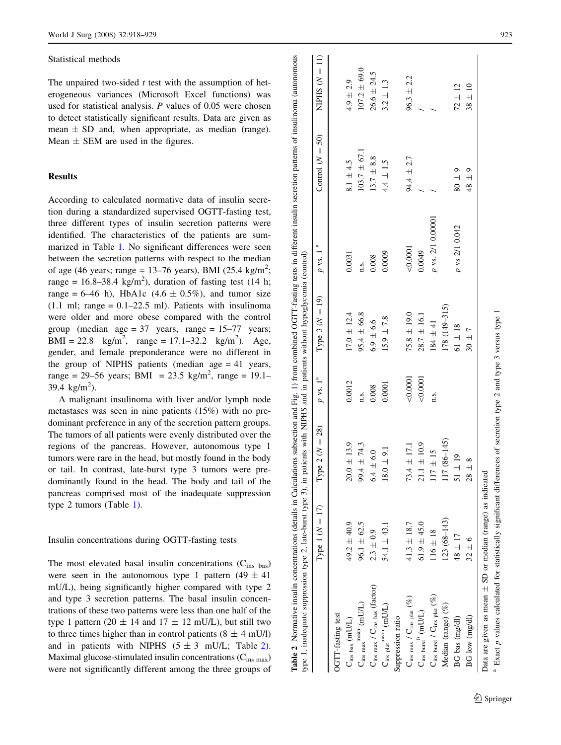### Statistical methods

The unpaired two-sided *t* test with the assumption of heterogeneous variances (Microsoft Excel functions) was used for statistical analysis. *P* values of 0.05 were chosen to detect statistically significant results. Data are given as mean ± SD and, when appropriate, as median (range). Mean ± SEM are used in the figures.

## Results

According to calculated normative data of insulin secretion during a standardized supervised OGTT-fasting test, three different types of insulin secretion patterns were identified. The characteristics of the patients are summarized in Table 1. No significant differences were seen between the secretion patterns with respect to the median of age (46 years; range = 13–76 years), BMI (25.4 kg/m$^2$; range = 16.8–38.4 kg/m$^2$), duration of fasting test (14 h; range = 6–46 h), HbA1c (4.6 ± 0.5%), and tumor size (1.1 ml; range = 0.1–22.5 ml). Patients with insulinoma were older and more obese compared with the control group (median age = 37 years, range = 15–77 years; BMI = 22.8 kg/m$^2$, range = 17.1–32.2 kg/m$^2$). Age, gender, and female preponderance were no different in the group of NIPHS patients (median age = 41 years, range = 29–56 years; BMI = 23.5 kg/m$^2$, range = 19.1–39.4 kg/m$^2$).

A malignant insulinoma with liver and/or lymph node metastases was seen in nine patients (15%) with no predominant preference in any of the secretion pattern groups. The tumors of all patients were evenly distributed over the regions of the pancreas. However, autonomous type 1 tumors were rare in the head, but mostly found in the body or tail. In contrast, late-burst type 3 tumors were predominantly found in the head. The body and tail of the pancreas comprised most of the inadequate suppression type 2 tumors (Table 1).

### Insulin concentrations during OGTT-fasting tests

The most elevated basal insulin concentrations ($C_{ins\ bas}$) were seen in the autonomous type 1 pattern (49 ± 41 mU/L), being significantly higher compared with type 2 and type 3 secretion patterns. The basal insulin concentrations of these two patterns were less than one half of the type 1 pattern (20 ± 14 and 17 ± 12 mU/L), but still two to three times higher than in control patients (8 ± 4 mU/l) and in patients with NIPHS (5 ± 3 mU/L; Table 2). Maximal glucose-stimulated insulin concentrations ($C_{ins\ max}$) were not significantly different among the three groups of

**Table 2** Normative insulin concentrations (details in Calculations subsection and Fig. 1) from combined OGTT-fasting tests in different insulin secretion patterns of insulinoma (autonomous type 1, inadequate suppression type 2, late-burst type 3), in patients with NIPHS and in patients without hypoglycemia (control)

| | Type 1 (N = 17) | Type 2 (N = 28) | p vs. 1[a] | Type 3 (N = 19) | p vs. 1[a] | Control (N = 50) | NIPHS (N = 11) |
|---|---|---|---|---|---|---|---|
| OGTT-fasting test | | | | | | | |
| $C_{ins\ bas}$ (mU/L) | 49.2 ± 40.9 | 20.0 ± 13.9 | 0.0012 | 17.0 ± 12.4 | 0.0031 | 8.1 ± 4.5 | 4.9 ± 2.9 |
| $C_{ins\ max}^{mean}$ (mU/L) | 96.1 ± 62.5 | 99.4 ± 74.3 | n.s. | 95.4 ± 66.8 | n.s. | 103.7 ± 67.1 | 107.2 ± 69.0 |
| $C_{ins\ max}$ / $C_{ins\ bas}$ (factor) | 2.3 ± 0.9 | 6.4 ± 6.0 | 0.008 | 6.9 ± 6.6 | 0.008 | 13.7 ± 8.8 | 26.6 ± 24.5 |
| $C_{ins\ plat}^{mean}$ (mU/L) | 54.1 ± 43.1 | 18.0 ± 9.1 | 0.0001 | 15.9 ± 7.8 | 0.0009 | 4.4 ± 1.5 | 3.2 ± 1.3 |
| Suppression ratio | | | | | | | |
| $C_{ins\ max}$ / $C_{ins\ plat}$ (%) | 41.3 ± 18.7 | 73.4 ± 17.1 | <0.0001 | 75.8 ± 19.0 | <0.0001 | 94.4 ± 2.7 | 96.3 ± 2.2 |
| $C_{ins\ burst}^{0}$ (mU/L) | 61.9 ± 45.0 | 21.1 ± 10.9 | <0.0001 | 28.7 ± 16.1 | 0.0049 | / | / |
| $C_{ins\ burst}$ / $C_{ins\ plat}$ (%) | 116 ± 18 | 117 ± 15 | n.s. | 184 ± 41 | p vs. 2/1 0.00001 | / | / |
| Median (range) (%) | 123 (68–143) | 117 (86–145) | | 178 (149–315) | | | |
| BG bas (mg/dl) | 48 ± 17 | 51 ± 19 | | 61 ± 18 | p vs 2/1 0.042 | 80 ± 9 | 72 ± 12 |
| BG low (mg/dl) | 32 ± 6 | 28 ± 8 | | 30 ± 7 | | 48 ± 9 | 38 ± 10 |

Data are given as mean ± SD or median (range) as indicated

[a] Exact *p* values calculated for statistically significant differences of secretion type 2 and type 3 versus type 1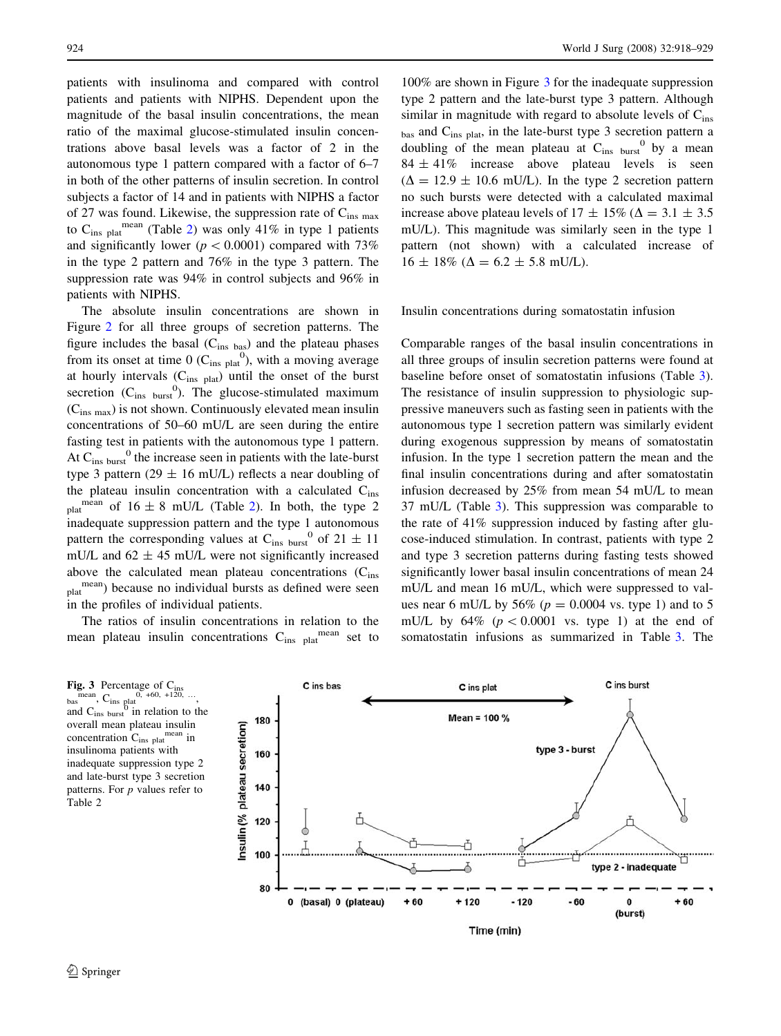patients with insulinoma and compared with control patients and patients with NIPHS. Dependent upon the magnitude of the basal insulin concentrations, the mean ratio of the maximal glucose-stimulated insulin concentrations above basal levels was a factor of 2 in the autonomous type 1 pattern compared with a factor of 6–7 in both of the other patterns of insulin secretion. In control subjects a factor of 14 and in patients with NIPHS a factor of 27 was found. Likewise, the suppression rate of $C_{ins\ max}$ to $C_{ins\ plat}^{mean}$ (Table 2) was only 41% in type 1 patients and significantly lower ($p < 0.0001$) compared with 73% in the type 2 pattern and 76% in the type 3 pattern. The suppression rate was 94% in control subjects and 96% in patients with NIPHS.

The absolute insulin concentrations are shown in Figure 2 for all three groups of secretion patterns. The figure includes the basal ($C_{ins\ bas}$) and the plateau phases from its onset at time 0 ($C_{ins\ plat}^{0}$), with a moving average at hourly intervals ($C_{ins\ plat}$) until the onset of the burst secretion ($C_{ins\ burst}^{0}$). The glucose-stimulated maximum ($C_{ins\ max}$) is not shown. Continuously elevated mean insulin concentrations of 50–60 mU/L are seen during the entire fasting test in patients with the autonomous type 1 pattern. At $C_{ins\ burst}^{0}$ the increase seen in patients with the late-burst type 3 pattern (29 ± 16 mU/L) reflects a near doubling of the plateau insulin concentration with a calculated $C_{ins\ plat}^{mean}$ of 16 ± 8 mU/L (Table 2). In both, the type 2 inadequate suppression pattern and the type 1 autonomous pattern the corresponding values at $C_{ins\ burst}^{0}$ of 21 ± 11 mU/L and 62 ± 45 mU/L were not significantly increased above the calculated mean plateau concentrations ($C_{ins\ plat}^{mean}$) because no individual bursts as defined were seen in the profiles of individual patients.

The ratios of insulin concentrations in relation to the mean plateau insulin concentrations $C_{ins\ plat}^{mean}$ set to 100% are shown in Figure 3 for the inadequate suppression type 2 pattern and the late-burst type 3 pattern. Although similar in magnitude with regard to absolute levels of $C_{ins\ bas}$ and $C_{ins\ plat}$, in the late-burst type 3 secretion pattern a doubling of the mean plateau at $C_{ins\ burst}^{0}$ by a mean 84 ± 41% increase above plateau levels is seen ($\Delta = 12.9 \pm 10.6$ mU/L). In the type 2 secretion pattern no such bursts were detected with a calculated maximal increase above plateau levels of 17 ± 15% ($\Delta = 3.1 \pm 3.5$ mU/L). This magnitude was similarly seen in the type 1 pattern (not shown) with a calculated increase of 16 ± 18% ($\Delta = 6.2 \pm 5.8$ mU/L).

### Insulin concentrations during somatostatin infusion

Comparable ranges of the basal insulin concentrations in all three groups of insulin secretion patterns were found at baseline before onset of somatostatin infusions (Table 3). The resistance of insulin suppression to physiologic suppressive maneuvers such as fasting seen in patients with the autonomous type 1 secretion pattern was similarly evident during exogenous suppression by means of somatostatin infusion. In the type 1 secretion pattern the mean and the final insulin concentrations during and after somatostatin infusion decreased by 25% from mean 54 mU/L to mean 37 mU/L (Table 3). This suppression was comparable to the rate of 41% suppression induced by fasting after glucose-induced stimulation. In contrast, patients with type 2 and type 3 secretion patterns during fasting tests showed significantly lower basal insulin concentrations of mean 24 mU/L and mean 16 mU/L, which were suppressed to values near 6 mU/L by 56% ($p = 0.0004$ vs. type 1) and to 5 mU/L by 64% ($p < 0.0001$ vs. type 1) at the end of somatostatin infusions as summarized in Table 3. The

**Fig. 3** Percentage of $C_{ins\ bas}^{mean}$, $C_{ins\ plat}^{0,\ +60,\ +120,\ \ldots}$, and $C_{ins\ burst}^{0}$ in relation to the overall mean plateau insulin concentration $C_{ins\ plat}^{mean}$ in insulinoma patients with inadequate suppression type 2 and late-burst type 3 secretion patterns. For $p$ values refer to Table 2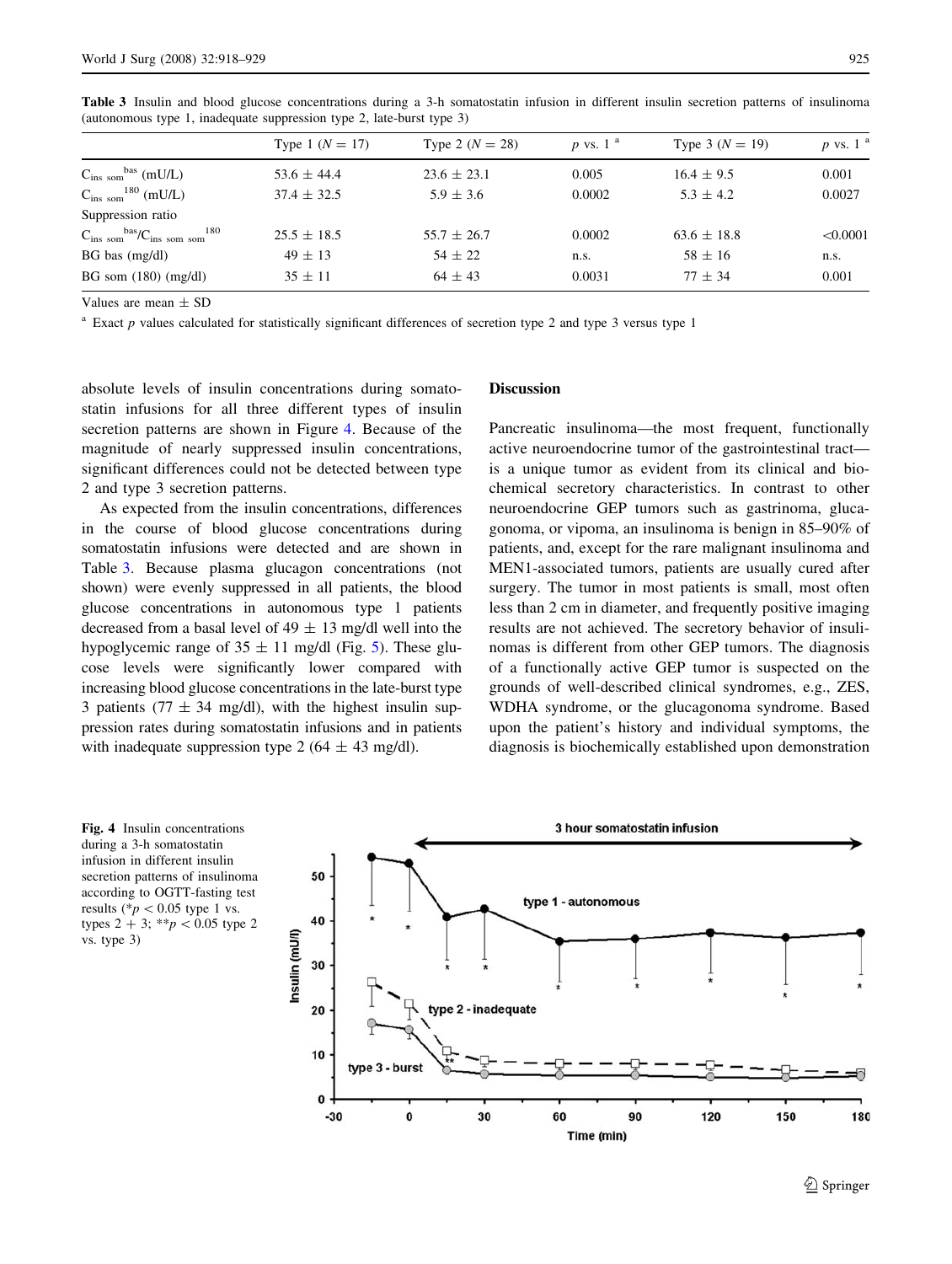**Table 3** Insulin and blood glucose concentrations during a 3-h somatostatin infusion in different insulin secretion patterns of insulinoma (autonomous type 1, inadequate suppression type 2, late-burst type 3)

| | Type 1 ($N = 17$) | Type 2 ($N = 28$) | $p$ vs. 1 [a] | Type 3 ($N = 19$) | $p$ vs. 1 [a] |
|---|---|---|---|---|---|
| $C_{ins\ som}^{bas}$ (mU/L) | 53.6 ± 44.4 | 23.6 ± 23.1 | 0.005 | 16.4 ± 9.5 | 0.001 |
| $C_{ins\ som}^{180}$ (mU/L) | 37.4 ± 32.5 | 5.9 ± 3.6 | 0.0002 | 5.3 ± 4.2 | 0.0027 |
| Suppression ratio | | | | | |
| $C_{ins\ som}^{bas}/C_{ins\ som\ som}^{180}$ | 25.5 ± 18.5 | 55.7 ± 26.7 | 0.0002 | 63.6 ± 18.8 | <0.0001 |
| BG bas (mg/dl) | 49 ± 13 | 54 ± 22 | n.s. | 58 ± 16 | n.s. |
| BG som (180) (mg/dl) | 35 ± 11 | 64 ± 43 | 0.0031 | 77 ± 34 | 0.001 |

Values are mean ± SD

[a] Exact $p$ values calculated for statistically significant differences of secretion type 2 and type 3 versus type 1

absolute levels of insulin concentrations during somatostatin infusions for all three different types of insulin secretion patterns are shown in Figure 4. Because of the magnitude of nearly suppressed insulin concentrations, significant differences could not be detected between type 2 and type 3 secretion patterns.

As expected from the insulin concentrations, differences in the course of blood glucose concentrations during somatostatin infusions were detected and are shown in Table 3. Because plasma glucagon concentrations (not shown) were evenly suppressed in all patients, the blood glucose concentrations in autonomous type 1 patients decreased from a basal level of 49 ± 13 mg/dl well into the hypoglycemic range of 35 ± 11 mg/dl (Fig. 5). These glucose levels were significantly lower compared with increasing blood glucose concentrations in the late-burst type 3 patients (77 ± 34 mg/dl), with the highest insulin suppression rates during somatostatin infusions and in patients with inadequate suppression type 2 (64 ± 43 mg/dl).

## Discussion

Pancreatic insulinoma—the most frequent, functionally active neuroendocrine tumor of the gastrointestinal tract—is a unique tumor as evident from its clinical and biochemical secretory characteristics. In contrast to other neuroendocrine GEP tumors such as gastrinoma, glucagonoma, or vipoma, an insulinoma is benign in 85–90% of patients, and, except for the rare malignant insulinoma and MEN1-associated tumors, patients are usually cured after surgery. The tumor in most patients is small, most often less than 2 cm in diameter, and frequently positive imaging results are not achieved. The secretory behavior of insulinomas is different from other GEP tumors. The diagnosis of a functionally active GEP tumor is suspected on the grounds of well-described clinical syndromes, e.g., ZES, WDHA syndrome, or the glucagonoma syndrome. Based upon the patient's history and individual symptoms, the diagnosis is biochemically established upon demonstration

**Fig. 4** Insulin concentrations during a 3-h somatostatin infusion in different insulin secretion patterns of insulinoma according to OGTT-fasting test results (*$p < 0.05$ type 1 vs. types 2 + 3; **$p < 0.05$ type 2 vs. type 3)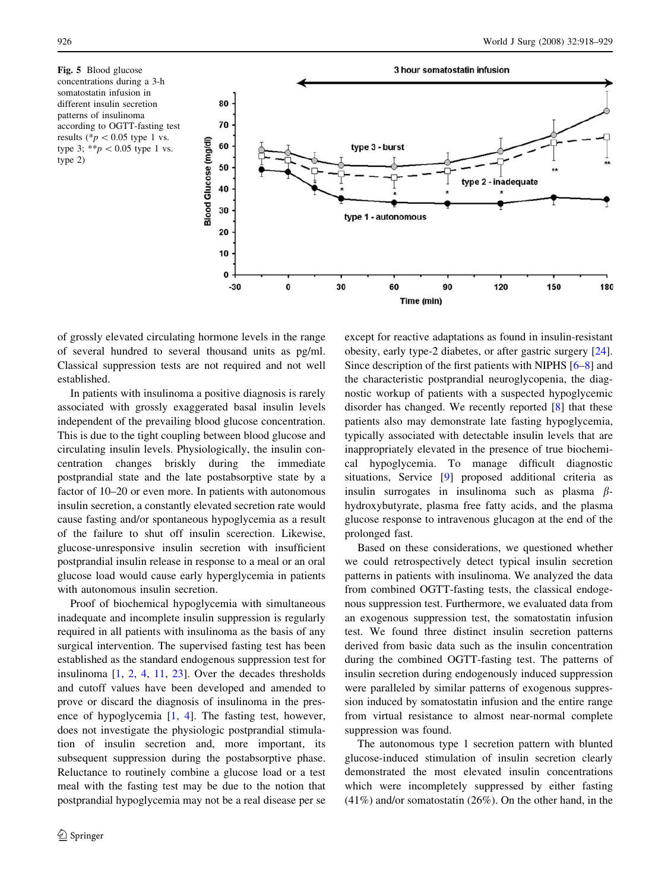Fig. 5 Blood glucose concentrations during a 3-h somatostatin infusion in different insulin secretion patterns of insulinoma according to OGTT-fasting test results (*$p < 0.05$ type 1 vs. type 3; **$p < 0.05$ type 1 vs. type 2)

of grossly elevated circulating hormone levels in the range of several hundred to several thousand units as pg/ml. Classical suppression tests are not required and not well established.

In patients with insulinoma a positive diagnosis is rarely associated with grossly exaggerated basal insulin levels independent of the prevailing blood glucose concentration. This is due to the tight coupling between blood glucose and circulating insulin levels. Physiologically, the insulin concentration changes briskly during the immediate postprandial state and the late postabsorptive state by a factor of 10–20 or even more. In patients with autonomous insulin secretion, a constantly elevated secretion rate would cause fasting and/or spontaneous hypoglycemia as a result of the failure to shut off insulin scerection. Likewise, glucose-unresponsive insulin secretion with insufficient postprandial insulin release in response to a meal or an oral glucose load would cause early hyperglycemia in patients with autonomous insulin secretion.

Proof of biochemical hypoglycemia with simultaneous inadequate and incomplete insulin suppression is regularly required in all patients with insulinoma as the basis of any surgical intervention. The supervised fasting test has been established as the standard endogenous suppression test for insulinoma [1, 2, 4, 11, 23]. Over the decades thresholds and cutoff values have been developed and amended to prove or discard the diagnosis of insulinoma in the presence of hypoglycemia [1, 4]. The fasting test, however, does not investigate the physiologic postprandial stimulation of insulin secretion and, more important, its subsequent suppression during the postabsorptive phase. Reluctance to routinely combine a glucose load or a test meal with the fasting test may be due to the notion that postprandial hypoglycemia may not be a real disease per se except for reactive adaptations as found in insulin-resistant obesity, early type-2 diabetes, or after gastric surgery [24]. Since description of the first patients with NIPHS [6–8] and the characteristic postprandial neuroglycopenia, the diagnostic workup of patients with a suspected hypoglycemic disorder has changed. We recently reported [8] that these patients also may demonstrate late fasting hypoglycemia, typically associated with detectable insulin levels that are inappropriately elevated in the presence of true biochemical hypoglycemia. To manage difficult diagnostic situations, Service [9] proposed additional criteria as insulin surrogates in insulinoma such as plasma $\beta$-hydroxybutyrate, plasma free fatty acids, and the plasma glucose response to intravenous glucagon at the end of the prolonged fast.

Based on these considerations, we questioned whether we could retrospectively detect typical insulin secretion patterns in patients with insulinoma. We analyzed the data from combined OGTT-fasting tests, the classical endogenous suppression test. Furthermore, we evaluated data from an exogenous suppression test, the somatostatin infusion test. We found three distinct insulin secretion patterns derived from basic data such as the insulin concentration during the combined OGTT-fasting test. The patterns of insulin secretion during endogenously induced suppression were paralleled by similar patterns of exogenous suppression induced by somatostatin infusion and the entire range from virtual resistance to almost near-normal complete suppression was found.

The autonomous type 1 secretion pattern with blunted glucose-induced stimulation of insulin secretion clearly demonstrated the most elevated insulin concentrations which were incompletely suppressed by either fasting (41%) and/or somatostatin (26%). On the other hand, in the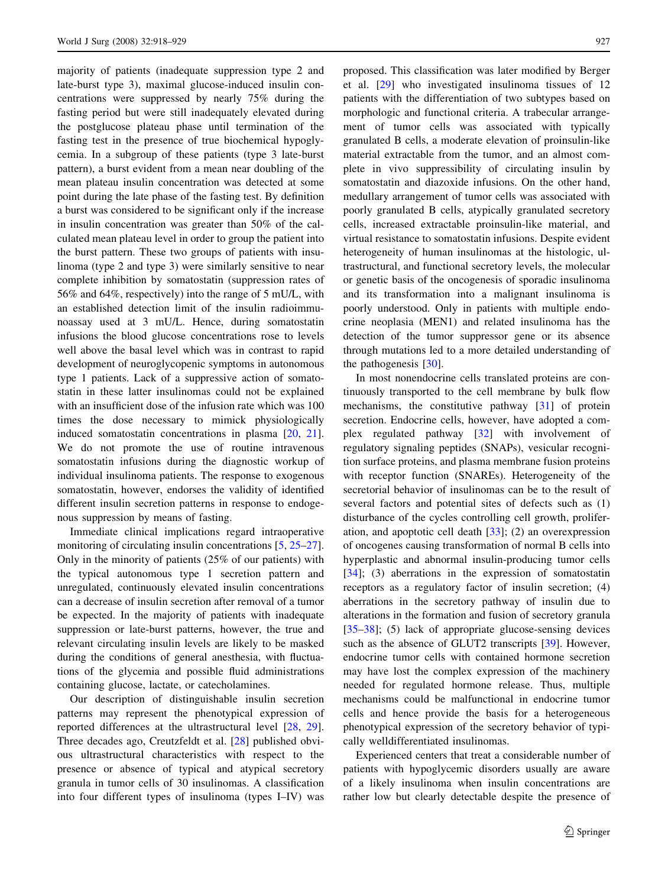majority of patients (inadequate suppression type 2 and late-burst type 3), maximal glucose-induced insulin concentrations were suppressed by nearly 75% during the fasting period but were still inadequately elevated during the postglucose plateau phase until termination of the fasting test in the presence of true biochemical hypoglycemia. In a subgroup of these patients (type 3 late-burst pattern), a burst evident from a mean near doubling of the mean plateau insulin concentration was detected at some point during the late phase of the fasting test. By definition a burst was considered to be significant only if the increase in insulin concentration was greater than 50% of the calculated mean plateau level in order to group the patient into the burst pattern. These two groups of patients with insulinoma (type 2 and type 3) were similarly sensitive to near complete inhibition by somatostatin (suppression rates of 56% and 64%, respectively) into the range of 5 mU/L, with an established detection limit of the insulin radioimmunoassay used at 3 mU/L. Hence, during somatostatin infusions the blood glucose concentrations rose to levels well above the basal level which was in contrast to rapid development of neuroglycopenic symptoms in autonomous type 1 patients. Lack of a suppressive action of somatostatin in these latter insulinomas could not be explained with an insufficient dose of the infusion rate which was 100 times the dose necessary to mimick physiologically induced somatostatin concentrations in plasma [20, 21]. We do not promote the use of routine intravenous somatostatin infusions during the diagnostic workup of individual insulinoma patients. The response to exogenous somatostatin, however, endorses the validity of identified different insulin secretion patterns in response to endogenous suppression by means of fasting.

Immediate clinical implications regard intraoperative monitoring of circulating insulin concentrations [5, 25–27]. Only in the minority of patients (25% of our patients) with the typical autonomous type 1 secretion pattern and unregulated, continuously elevated insulin concentrations can a decrease of insulin secretion after removal of a tumor be expected. In the majority of patients with inadequate suppression or late-burst patterns, however, the true and relevant circulating insulin levels are likely to be masked during the conditions of general anesthesia, with fluctuations of the glycemia and possible fluid administrations containing glucose, lactate, or catecholamines.

Our description of distinguishable insulin secretion patterns may represent the phenotypical expression of reported differences at the ultrastructural level [28, 29]. Three decades ago, Creutzfeldt et al. [28] published obvious ultrastructural characteristics with respect to the presence or absence of typical and atypical secretory granula in tumor cells of 30 insulinomas. A classification into four different types of insulinoma (types I–IV) was proposed. This classification was later modified by Berger et al. [29] who investigated insulinoma tissues of 12 patients with the differentiation of two subtypes based on morphologic and functional criteria. A trabecular arrangement of tumor cells was associated with typically granulated B cells, a moderate elevation of proinsulin-like material extractable from the tumor, and an almost complete in vivo suppressibility of circulating insulin by somatostatin and diazoxide infusions. On the other hand, medullary arrangement of tumor cells was associated with poorly granulated B cells, atypically granulated secretory cells, increased extractable proinsulin-like material, and virtual resistance to somatostatin infusions. Despite evident heterogeneity of human insulinomas at the histologic, ultrastructural, and functional secretory levels, the molecular or genetic basis of the oncogenesis of sporadic insulinoma and its transformation into a malignant insulinoma is poorly understood. Only in patients with multiple endocrine neoplasia (MEN1) and related insulinoma has the detection of the tumor suppressor gene or its absence through mutations led to a more detailed understanding of the pathogenesis [30].

In most nonendocrine cells translated proteins are continuously transported to the cell membrane by bulk flow mechanisms, the constitutive pathway [31] of protein secretion. Endocrine cells, however, have adopted a complex regulated pathway [32] with involvement of regulatory signaling peptides (SNAPs), vesicular recognition surface proteins, and plasma membrane fusion proteins with receptor function (SNAREs). Heterogeneity of the secretorial behavior of insulinomas can be to the result of several factors and potential sites of defects such as (1) disturbance of the cycles controlling cell growth, proliferation, and apoptotic cell death [33]; (2) an overexpression of oncogenes causing transformation of normal B cells into hyperplastic and abnormal insulin-producing tumor cells [34]; (3) aberrations in the expression of somatostatin receptors as a regulatory factor of insulin secretion; (4) aberrations in the secretory pathway of insulin due to alterations in the formation and fusion of secretory granula [35–38]; (5) lack of appropriate glucose-sensing devices such as the absence of GLUT2 transcripts [39]. However, endocrine tumor cells with contained hormone secretion may have lost the complex expression of the machinery needed for regulated hormone release. Thus, multiple mechanisms could be malfunctional in endocrine tumor cells and hence provide the basis for a heterogeneous phenotypical expression of the secretory behavior of typically welldifferentiated insulinomas.

Experienced centers that treat a considerable number of patients with hypoglycemic disorders usually are aware of a likely insulinoma when insulin concentrations are rather low but clearly detectable despite the presence of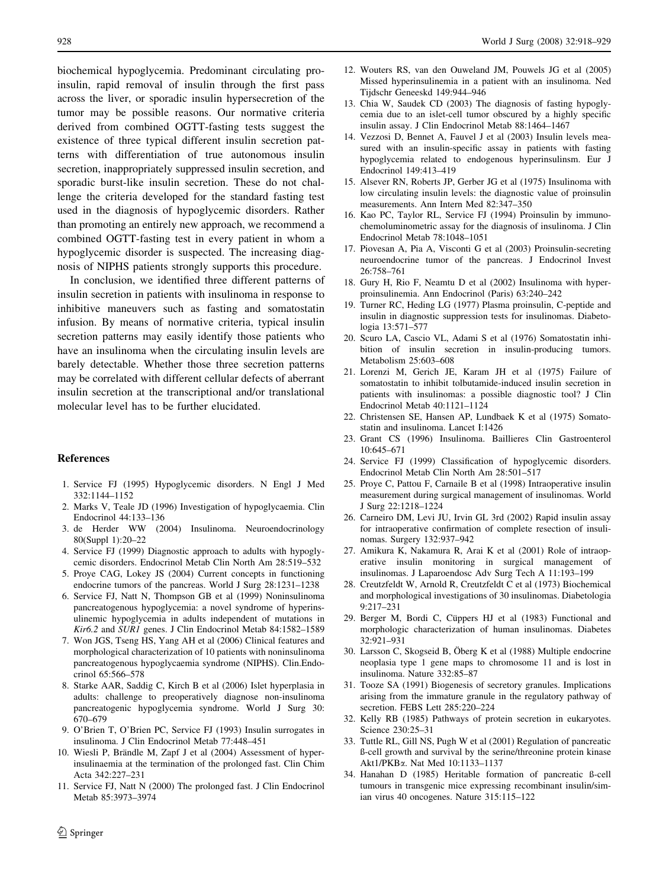biochemical hypoglycemia. Predominant circulating proinsulin, rapid removal of insulin through the first pass across the liver, or sporadic insulin hypersecretion of the tumor may be possible reasons. Our normative criteria derived from combined OGTT-fasting tests suggest the existence of three typical different insulin secretion patterns with differentiation of true autonomous insulin secretion, inappropriately suppressed insulin secretion, and sporadic burst-like insulin secretion. These do not challenge the criteria developed for the standard fasting test used in the diagnosis of hypoglycemic disorders. Rather than promoting an entirely new approach, we recommend a combined OGTT-fasting test in every patient in whom a hypoglycemic disorder is suspected. The increasing diagnosis of NIPHS patients strongly supports this procedure.

In conclusion, we identified three different patterns of insulin secretion in patients with insulinoma in response to inhibitive maneuvers such as fasting and somatostatin infusion. By means of normative criteria, typical insulin secretion patterns may easily identify those patients who have an insulinoma when the circulating insulin levels are barely detectable. Whether those three secretion patterns may be correlated with different cellular defects of aberrant insulin secretion at the transcriptional and/or translational molecular level has to be further elucidated.

## References

1. Service FJ (1995) Hypoglycemic disorders. N Engl J Med 332:1144–1152
2. Marks V, Teale JD (1996) Investigation of hypoglycaemia. Clin Endocrinol 44:133–136
3. de Herder WW (2004) Insulinoma. Neuroendocrinology 80(Suppl 1):20–22
4. Service FJ (1999) Diagnostic approach to adults with hypoglycemic disorders. Endocrinol Metab Clin North Am 28:519–532
5. Proye CAG, Lokey JS (2004) Current concepts in functioning endocrine tumors of the pancreas. World J Surg 28:1231–1238
6. Service FJ, Natt N, Thompson GB et al (1999) Noninsulinoma pancreatogenous hypoglycemia: a novel syndrome of hyperinsulinemic hypoglycemia in adults independent of mutations in *Kir6.2* and *SUR1* genes. J Clin Endocrinol Metab 84:1582–1589
7. Won JGS, Tseng HS, Yang AH et al (2006) Clinical features and morphological characterization of 10 patients with noninsulinoma pancreatogenous hypoglycaemia syndrome (NIPHS). Clin.Endocrinol 65:566–578
8. Starke AAR, Saddig C, Kirch B et al (2006) Islet hyperplasia in adults: challenge to preoperatively diagnose non-insulinoma pancreatogenic hypoglycemia syndrome. World J Surg 30: 670–679
9. O'Brien T, O'Brien PC, Service FJ (1993) Insulin surrogates in insulinoma. J Clin Endocrinol Metab 77:448–451
10. Wiesli P, Brändle M, Zapf J et al (2004) Assessment of hyperinsulinaemia at the termination of the prolonged fast. Clin Chim Acta 342:227–231
11. Service FJ, Natt N (2000) The prolonged fast. J Clin Endocrinol Metab 85:3973–3974
12. Wouters RS, van den Ouweland JM, Pouwels JG et al (2005) Missed hyperinsulinemia in a patient with an insulinoma. Ned Tijdschr Geneeskd 149:944–946
13. Chia W, Saudek CD (2003) The diagnosis of fasting hypoglycemia due to an islet-cell tumor obscured by a highly specific insulin assay. J Clin Endocrinol Metab 88:1464–1467
14. Vezzosi D, Bennet A, Fauvel J et al (2003) Insulin levels measured with an insulin-specific assay in patients with fasting hypoglycemia related to endogenous hyperinsulinsm. Eur J Endocrinol 149:413–419
15. Alsever RN, Roberts JP, Gerber JG et al (1975) Insulinoma with low circulating insulin levels: the diagnostic value of proinsulin measurements. Ann Intern Med 82:347–350
16. Kao PC, Taylor RL, Service FJ (1994) Proinsulin by immunochemoluminometric assay for the diagnosis of insulinoma. J Clin Endocrinol Metab 78:1048–1051
17. Piovesan A, Pia A, Visconti G et al (2003) Proinsulin-secreting neuroendocrine tumor of the pancreas. J Endocrinol Invest 26:758–761
18. Gury H, Rio F, Neamtu D et al (2002) Insulinoma with hyperproinsulinemia. Ann Endocrinol (Paris) 63:240–242
19. Turner RC, Heding LG (1977) Plasma proinsulin, C-peptide and insulin in diagnostic suppression tests for insulinomas. Diabetologia 13:571–577
20. Scuro LA, Cascio VL, Adami S et al (1976) Somatostatin inhibition of insulin secretion in insulin-producing tumors. Metabolism 25:603–608
21. Lorenzi M, Gerich JE, Karam JH et al (1975) Failure of somatostatin to inhibit tolbutamide-induced insulin secretion in patients with insulinomas: a possible diagnostic tool? J Clin Endocrinol Metab 40:1121–1124
22. Christensen SE, Hansen AP, Lundbaek K et al (1975) Somatostatin and insulinoma. Lancet I:1426
23. Grant CS (1996) Insulinoma. Baillieres Clin Gastroenterol 10:645–671
24. Service FJ (1999) Classification of hypoglycemic disorders. Endocrinol Metab Clin North Am 28:501–517
25. Proye C, Pattou F, Carnaile B et al (1998) Intraoperative insulin measurement during surgical management of insulinomas. World J Surg 22:1218–1224
26. Carneiro DM, Levi JU, Irvin GL 3rd (2002) Rapid insulin assay for intraoperative confirmation of complete resection of insulinomas. Surgery 132:937–942
27. Amikura K, Nakamura R, Arai K et al (2001) Role of intraoperative insulin monitoring in surgical management of insulinomas. J Laparoendosc Adv Surg Tech A 11:193–199
28. Creutzfeldt W, Arnold R, Creutzfeldt C et al (1973) Biochemical and morphological investigations of 30 insulinomas. Diabetologia 9:217–231
29. Berger M, Bordi C, Cüppers HJ et al (1983) Functional and morphologic characterization of human insulinomas. Diabetes 32:921–931
30. Larsson C, Skogseid B, Öberg K et al (1988) Multiple endocrine neoplasia type 1 gene maps to chromosome 11 and is lost in insulinoma. Nature 332:85–87
31. Tooze SA (1991) Biogenesis of secretory granules. Implications arising from the immature granule in the regulatory pathway of secretion. FEBS Lett 285:220–224
32. Kelly RB (1985) Pathways of protein secretion in eukaryotes. Science 230:25–31
33. Tuttle RL, Gill NS, Pugh W et al (2001) Regulation of pancreatic ß-cell growth and survival by the serine/threonine protein kinase Akt1/PKBα. Nat Med 10:1133–1137
34. Hanahan D (1985) Heritable formation of pancreatic ß-cell tumours in transgenic mice expressing recombinant insulin/simian virus 40 oncogenes. Nature 315:115–122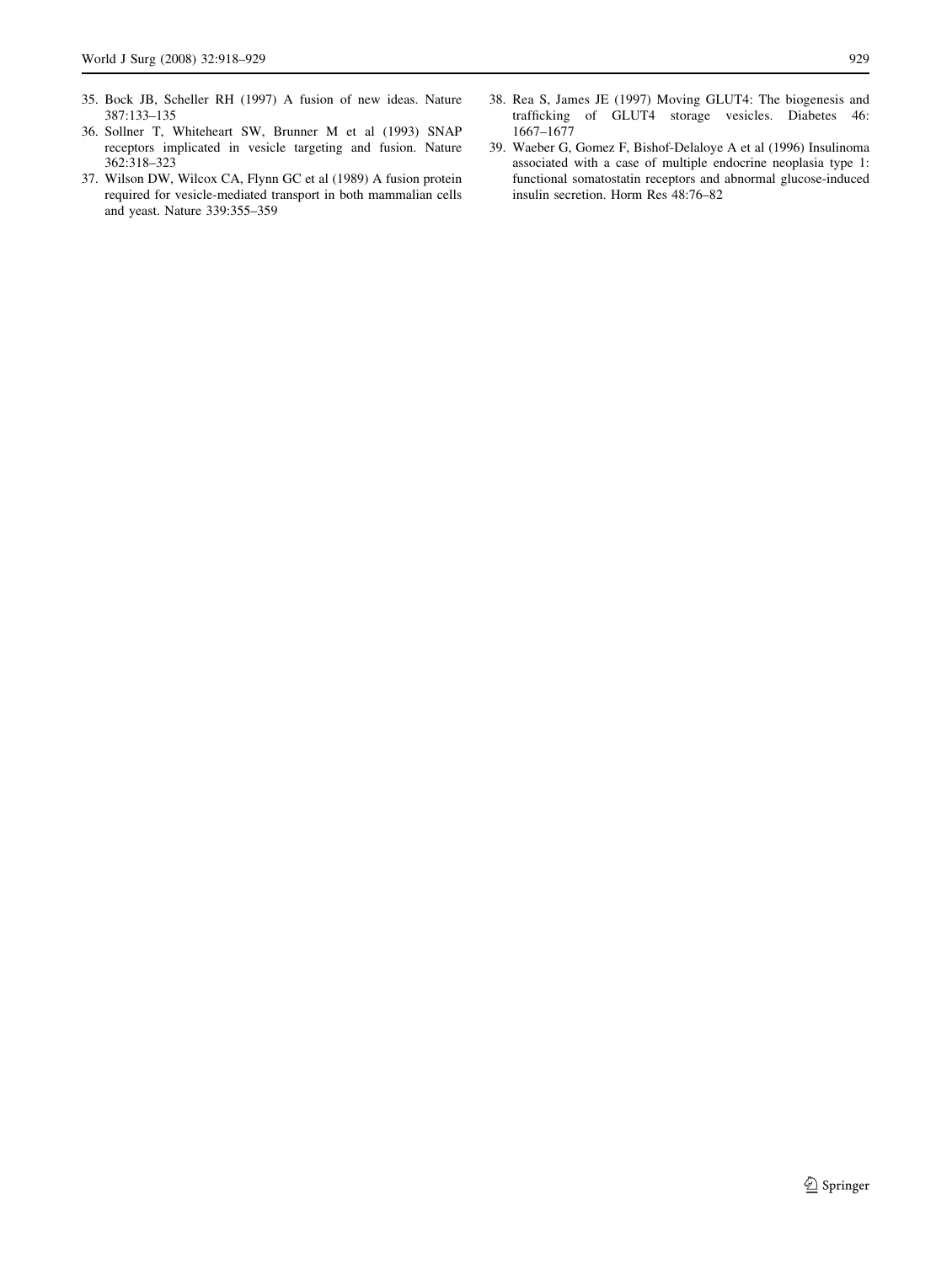35. Bock JB, Scheller RH (1997) A fusion of new ideas. Nature 387:133–135
36. Sollner T, Whiteheart SW, Brunner M et al (1993) SNAP receptors implicated in vesicle targeting and fusion. Nature 362:318–323
37. Wilson DW, Wilcox CA, Flynn GC et al (1989) A fusion protein required for vesicle-mediated transport in both mammalian cells and yeast. Nature 339:355–359
38. Rea S, James JE (1997) Moving GLUT4: The biogenesis and trafficking of GLUT4 storage vesicles. Diabetes 46: 1667–1677
39. Waeber G, Gomez F, Bishof-Delaloye A et al (1996) Insulinoma associated with a case of multiple endocrine neoplasia type 1: functional somatostatin receptors and abnormal glucose-induced insulin secretion. Horm Res 48:76–82